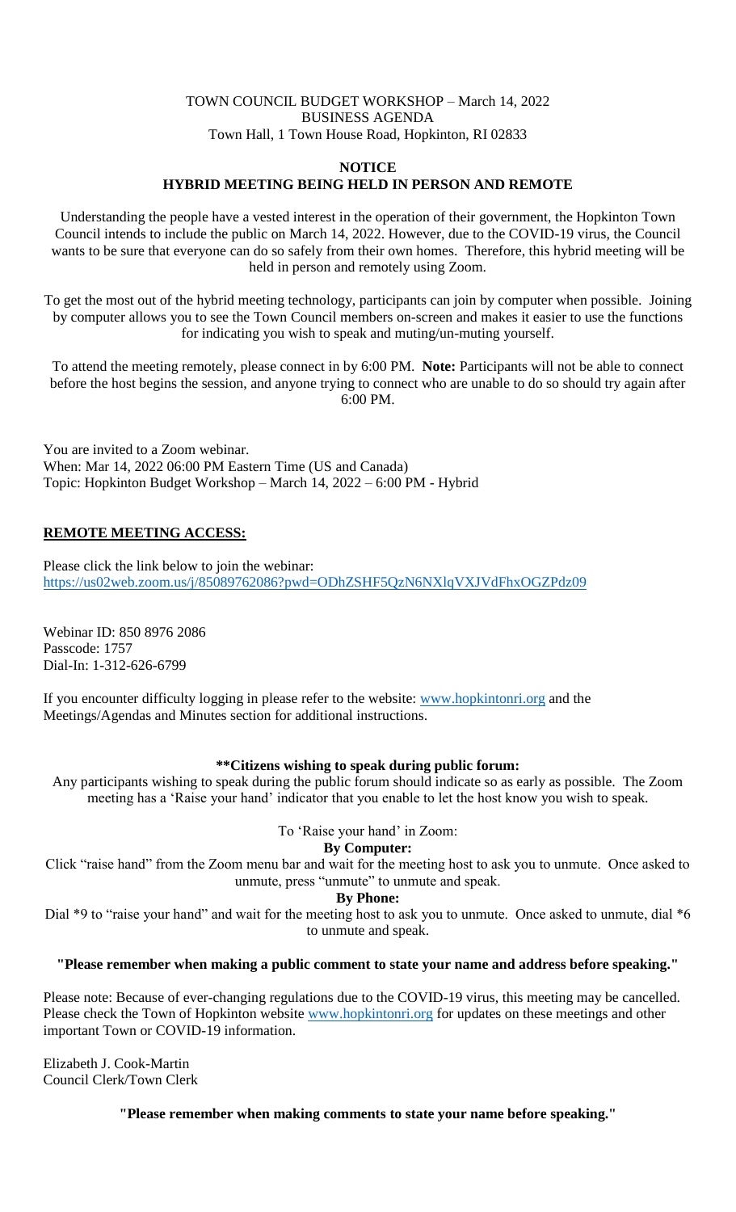TOWN COUNCIL BUDGET WORKSHOP – March 14, 2022
BUSINESS AGENDA
Town Hall, 1 Town House Road, Hopkinton, RI 02833

**NOTICE**
**HYBRID MEETING BEING HELD IN PERSON AND REMOTE**

Understanding the people have a vested interest in the operation of their government, the Hopkinton Town Council intends to include the public on March 14, 2022. However, due to the COVID-19 virus, the Council wants to be sure that everyone can do so safely from their own homes. Therefore, this hybrid meeting will be held in person and remotely using Zoom.

To get the most out of the hybrid meeting technology, participants can join by computer when possible. Joining by computer allows you to see the Town Council members on-screen and makes it easier to use the functions for indicating you wish to speak and muting/un-muting yourself.

To attend the meeting remotely, please connect in by 6:00 PM. **Note:** Participants will not be able to connect before the host begins the session, and anyone trying to connect who are unable to do so should try again after 6:00 PM.

You are invited to a Zoom webinar.
When: Mar 14, 2022 06:00 PM Eastern Time (US and Canada)
Topic: Hopkinton Budget Workshop – March 14, 2022 – 6:00 PM - Hybrid

**REMOTE MEETING ACCESS:**

Please click the link below to join the webinar:
https://us02web.zoom.us/j/85089762086?pwd=ODhZSHF5QzN6NXlqVXJVdFhxOGZPdz09

Webinar ID: 850 8976 2086
Passcode: 1757
Dial-In: 1-312-626-6799

If you encounter difficulty logging in please refer to the website: www.hopkintonri.org and the Meetings/Agendas and Minutes section for additional instructions.

**\*\*Citizens wishing to speak during public forum:**

Any participants wishing to speak during the public forum should indicate so as early as possible. The Zoom meeting has a 'Raise your hand' indicator that you enable to let the host know you wish to speak.

To 'Raise your hand' in Zoom:

**By Computer:**

Click "raise hand" from the Zoom menu bar and wait for the meeting host to ask you to unmute. Once asked to unmute, press "unmute" to unmute and speak.

**By Phone:**

Dial *9 to "raise your hand" and wait for the meeting host to ask you to unmute. Once asked to unmute, dial *6 to unmute and speak.

**"Please remember when making a public comment to state your name and address before speaking."**

Please note: Because of ever-changing regulations due to the COVID-19 virus, this meeting may be cancelled. Please check the Town of Hopkinton website www.hopkintonri.org for updates on these meetings and other important Town or COVID-19 information.

Elizabeth J. Cook-Martin
Council Clerk/Town Clerk

**"Please remember when making comments to state your name before speaking."**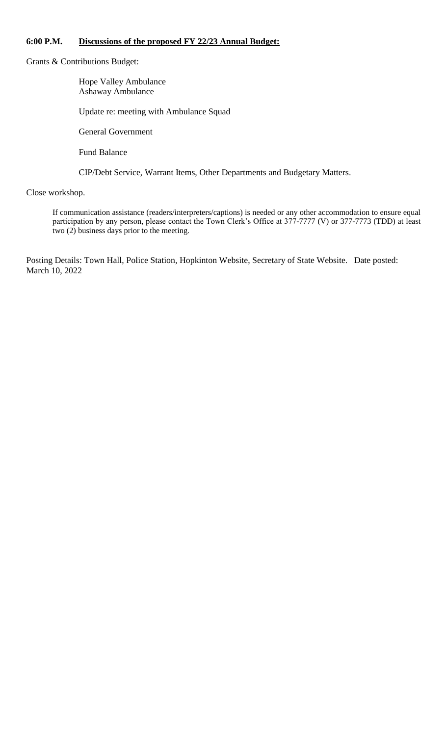**6:00 P.M.** **<u>Discussions of the proposed FY 22/23 Annual Budget:</u>**

Grants & Contributions Budget:

Hope Valley Ambulance
Ashaway Ambulance

Update re: meeting with Ambulance Squad

General Government

Fund Balance

CIP/Debt Service, Warrant Items, Other Departments and Budgetary Matters.

Close workshop.

If communication assistance (readers/interpreters/captions) is needed or any other accommodation to ensure equal participation by any person, please contact the Town Clerk's Office at 377-7777 (V) or 377-7773 (TDD) at least two (2) business days prior to the meeting.

Posting Details: Town Hall, Police Station, Hopkinton Website, Secretary of State Website. Date posted: March 10, 2022